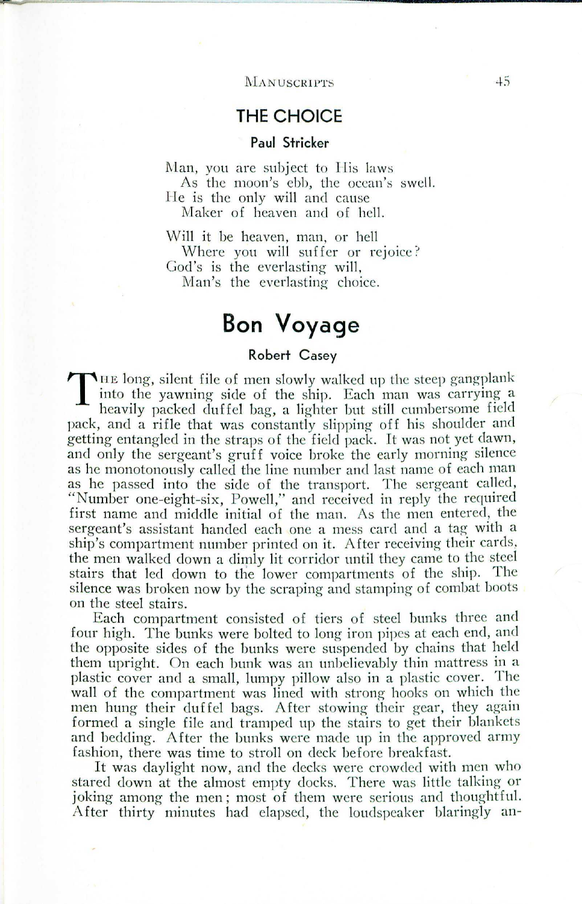## THE CHOICE

**Paul Stricker**

Man, you are subject to His laws
  As the moon's ebb, the ocean's swell.
He is the only will and cause
  Maker of heaven and of hell.

Will it be heaven, man, or hell
  Where you will suffer or rejoice?
God's is the everlasting will,
  Man's the everlasting choice.

# Bon Voyage

**Robert Casey**

THE long, silent file of men slowly walked up the steep gangplank into the yawning side of the ship. Each man was carrying a heavily packed duffel bag, a lighter but still cumbersome field pack, and a rifle that was constantly slipping off his shoulder and getting entangled in the straps of the field pack. It was not yet dawn, and only the sergeant's gruff voice broke the early morning silence as he monotonously called the line number and last name of each man as he passed into the side of the transport. The sergeant called, "Number one-eight-six, Powell," and received in reply the required first name and middle initial of the man. As the men entered, the sergeant's assistant handed each one a mess card and a tag with a ship's compartment number printed on it. After receiving their cards, the men walked down a dimly lit corridor until they came to the steel stairs that led down to the lower compartments of the ship. The silence was broken now by the scraping and stamping of combat boots on the steel stairs.

Each compartment consisted of tiers of steel bunks three and four high. The bunks were bolted to long iron pipes at each end, and the opposite sides of the bunks were suspended by chains that held them upright. On each bunk was an unbelievably thin mattress in a plastic cover and a small, lumpy pillow also in a plastic cover. The wall of the compartment was lined with strong hooks on which the men hung their duffel bags. After stowing their gear, they again formed a single file and tramped up the stairs to get their blankets and bedding. After the bunks were made up in the approved army fashion, there was time to stroll on deck before breakfast.

It was daylight now, and the decks were crowded with men who stared down at the almost empty docks. There was little talking or joking among the men; most of them were serious and thoughtful. After thirty minutes had elapsed, the loudspeaker blaringly an-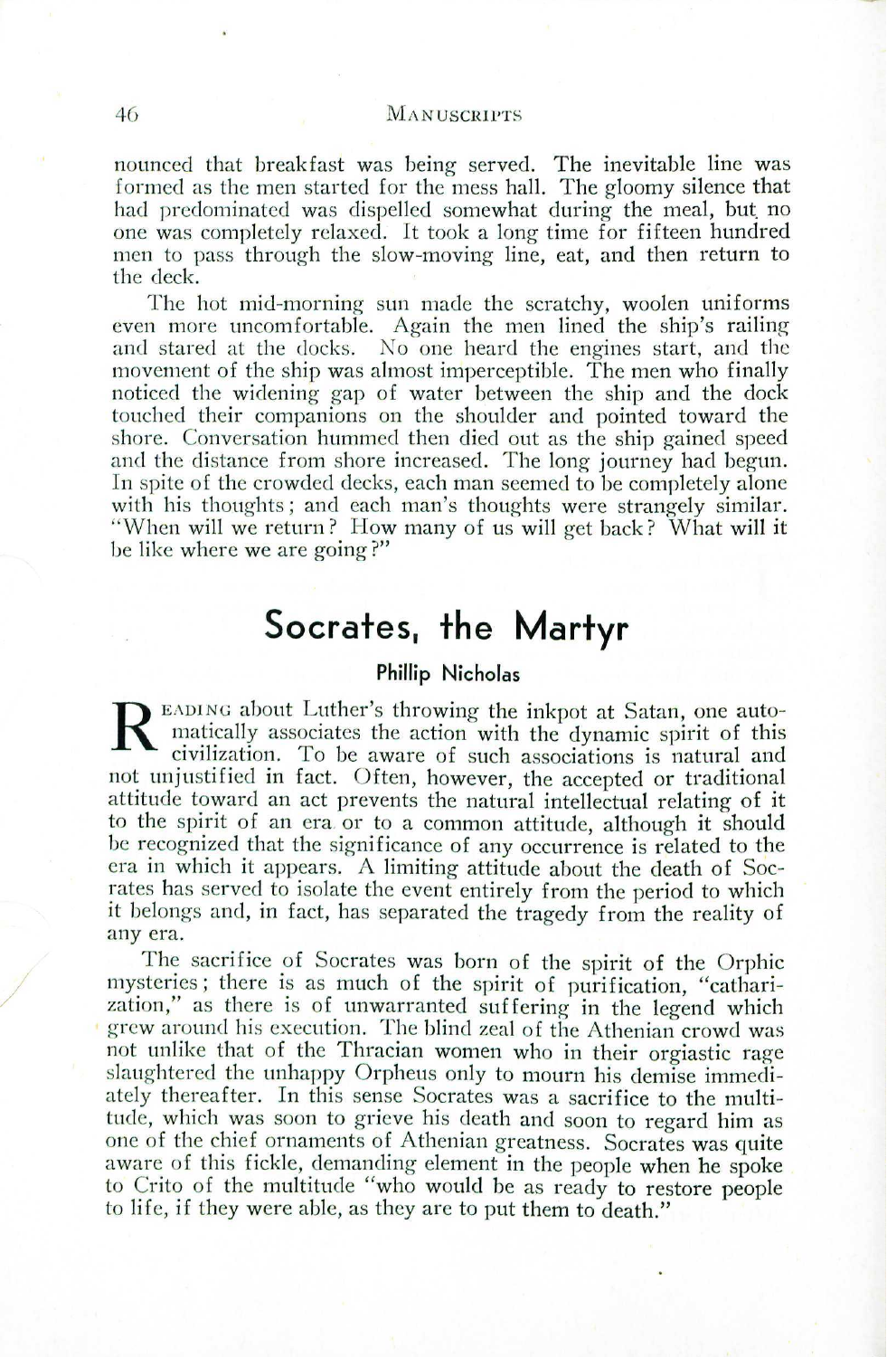nounced that breakfast was being served. The inevitable line was formed as the men started for the mess hall. The gloomy silence that had predominated was dispelled somewhat during the meal, but no one was completely relaxed. It took a long time for fifteen hundred men to pass through the slow-moving line, eat, and then return to the deck.

The hot mid-morning sun made the scratchy, woolen uniforms even more uncomfortable. Again the men lined the ship's railing and stared at the docks. No one heard the engines start, and the movement of the ship was almost imperceptible. The men who finally noticed the widening gap of water between the ship and the dock touched their companions on the shoulder and pointed toward the shore. Conversation hummed then died out as the ship gained speed and the distance from shore increased. The long journey had begun. In spite of the crowded decks, each man seemed to be completely alone with his thoughts; and each man's thoughts were strangely similar. "When will we return? How many of us will get back? What will it be like where we are going?"

# Socrates, the Martyr

### Phillip Nicholas

Reading about Luther's throwing the inkpot at Satan, one automatically associates the action with the dynamic spirit of this civilization. To be aware of such associations is natural and not unjustified in fact. Often, however, the accepted or traditional attitude toward an act prevents the natural intellectual relating of it to the spirit of an era or to a common attitude, although it should be recognized that the significance of any occurrence is related to the era in which it appears. A limiting attitude about the death of Socrates has served to isolate the event entirely from the period to which it belongs and, in fact, has separated the tragedy from the reality of any era.

The sacrifice of Socrates was born of the spirit of the Orphic mysteries; there is as much of the spirit of purification, "catharization," as there is of unwarranted suffering in the legend which grew around his execution. The blind zeal of the Athenian crowd was not unlike that of the Thracian women who in their orgiastic rage slaughtered the unhappy Orpheus only to mourn his demise immediately thereafter. In this sense Socrates was a sacrifice to the multitude, which was soon to grieve his death and soon to regard him as one of the chief ornaments of Athenian greatness. Socrates was quite aware of this fickle, demanding element in the people when he spoke to Crito of the multitude "who would be as ready to restore people to life, if they were able, as they are to put them to death."